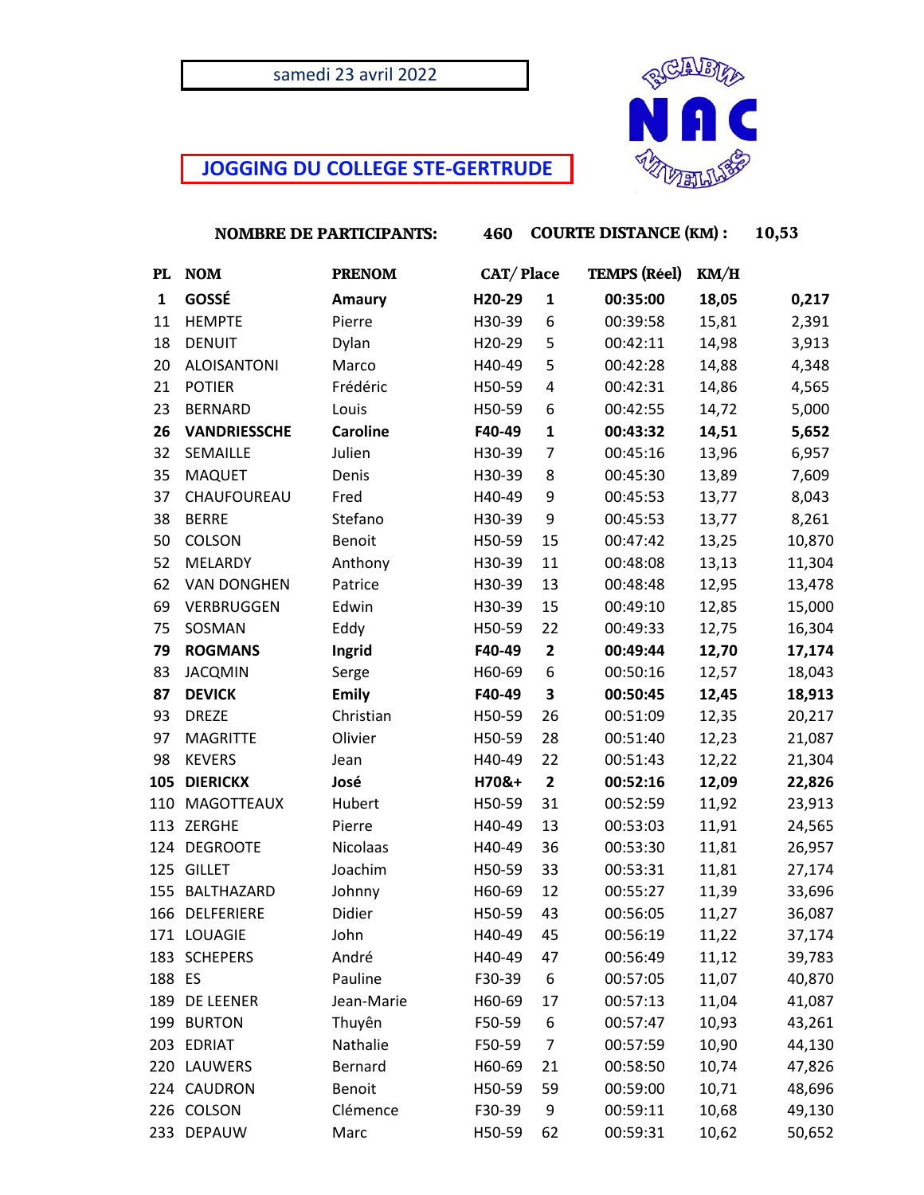samedi 23 avril 2022

## JOGGING DU COLLEGE STE-GERTRUDE

**NOMBRE DE PARTICIPANTS:** 460 **COURTE DISTANCE (KM) :** 10,53

| PL | NOM | PRENOM | CAT/ | Place | TEMPS (Réel) | KM/H | |
|---|---|---|---|---|---|---|---|
| **1** | **GOSSÉ** | **Amaury** | **H20-29** | **1** | **00:35:00** | **18,05** | **0,217** |
| 11 | HEMPTE | Pierre | H30-39 | 6 | 00:39:58 | 15,81 | 2,391 |
| 18 | DENUIT | Dylan | H20-29 | 5 | 00:42:11 | 14,98 | 3,913 |
| 20 | ALOISANTONI | Marco | H40-49 | 5 | 00:42:28 | 14,88 | 4,348 |
| 21 | POTIER | Frédéric | H50-59 | 4 | 00:42:31 | 14,86 | 4,565 |
| 23 | BERNARD | Louis | H50-59 | 6 | 00:42:55 | 14,72 | 5,000 |
| **26** | **VANDRIESSCHE** | **Caroline** | **F40-49** | **1** | **00:43:32** | **14,51** | **5,652** |
| 32 | SEMAILLE | Julien | H30-39 | 7 | 00:45:16 | 13,96 | 6,957 |
| 35 | MAQUET | Denis | H30-39 | 8 | 00:45:30 | 13,89 | 7,609 |
| 37 | CHAUFOUREAU | Fred | H40-49 | 9 | 00:45:53 | 13,77 | 8,043 |
| 38 | BERRE | Stefano | H30-39 | 9 | 00:45:53 | 13,77 | 8,261 |
| 50 | COLSON | Benoit | H50-59 | 15 | 00:47:42 | 13,25 | 10,870 |
| 52 | MELARDY | Anthony | H30-39 | 11 | 00:48:08 | 13,13 | 11,304 |
| 62 | VAN DONGHEN | Patrice | H30-39 | 13 | 00:48:48 | 12,95 | 13,478 |
| 69 | VERBRUGGEN | Edwin | H30-39 | 15 | 00:49:10 | 12,85 | 15,000 |
| 75 | SOSMAN | Eddy | H50-59 | 22 | 00:49:33 | 12,75 | 16,304 |
| **79** | **ROGMANS** | **Ingrid** | **F40-49** | **2** | **00:49:44** | **12,70** | **17,174** |
| 83 | JACQMIN | Serge | H60-69 | 6 | 00:50:16 | 12,57 | 18,043 |
| **87** | **DEVICK** | **Emily** | **F40-49** | **3** | **00:50:45** | **12,45** | **18,913** |
| 93 | DREZE | Christian | H50-59 | 26 | 00:51:09 | 12,35 | 20,217 |
| 97 | MAGRITTE | Olivier | H50-59 | 28 | 00:51:40 | 12,23 | 21,087 |
| 98 | KEVERS | Jean | H40-49 | 22 | 00:51:43 | 12,22 | 21,304 |
| **105** | **DIERICKX** | **José** | **H70&+** | **2** | **00:52:16** | **12,09** | **22,826** |
| 110 | MAGOTTEAUX | Hubert | H50-59 | 31 | 00:52:59 | 11,92 | 23,913 |
| 113 | ZERGHE | Pierre | H40-49 | 13 | 00:53:03 | 11,91 | 24,565 |
| 124 | DEGROOTE | Nicolaas | H40-49 | 36 | 00:53:30 | 11,81 | 26,957 |
| 125 | GILLET | Joachim | H50-59 | 33 | 00:53:31 | 11,81 | 27,174 |
| 155 | BALTHAZARD | Johnny | H60-69 | 12 | 00:55:27 | 11,39 | 33,696 |
| 166 | DELFERIERE | Didier | H50-59 | 43 | 00:56:05 | 11,27 | 36,087 |
| 171 | LOUAGIE | John | H40-49 | 45 | 00:56:19 | 11,22 | 37,174 |
| 183 | SCHEPERS | André | H40-49 | 47 | 00:56:49 | 11,12 | 39,783 |
| 188 | ES | Pauline | F30-39 | 6 | 00:57:05 | 11,07 | 40,870 |
| 189 | DE LEENER | Jean-Marie | H60-69 | 17 | 00:57:13 | 11,04 | 41,087 |
| 199 | BURTON | Thuyên | F50-59 | 6 | 00:57:47 | 10,93 | 43,261 |
| 203 | EDRIAT | Nathalie | F50-59 | 7 | 00:57:59 | 10,90 | 44,130 |
| 220 | LAUWERS | Bernard | H60-69 | 21 | 00:58:50 | 10,74 | 47,826 |
| 224 | CAUDRON | Benoit | H50-59 | 59 | 00:59:00 | 10,71 | 48,696 |
| 226 | COLSON | Clémence | F30-39 | 9 | 00:59:11 | 10,68 | 49,130 |
| 233 | DEPAUW | Marc | H50-59 | 62 | 00:59:31 | 10,62 | 50,652 |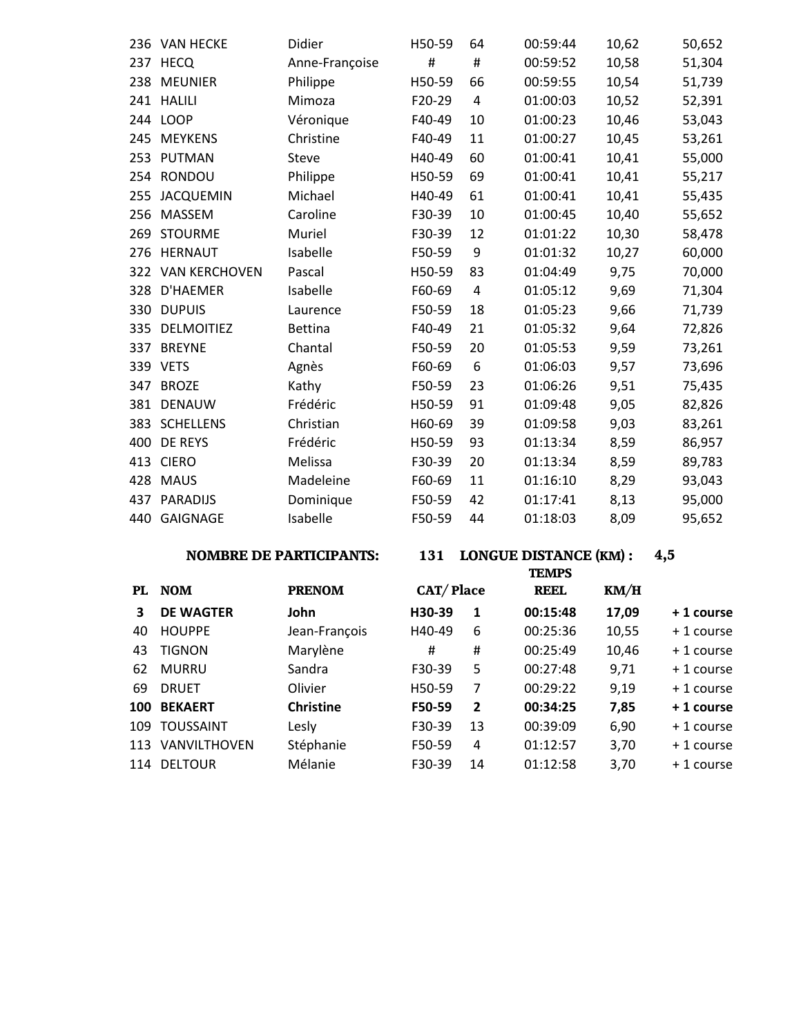| | | | | | | | |
|---|---|---|---|---|---|---|---|
| 236 | VAN HECKE | Didier | H50-59 | 64 | 00:59:44 | 10,62 | 50,652 |
| 237 | HECQ | Anne-Françoise | # | # | 00:59:52 | 10,58 | 51,304 |
| 238 | MEUNIER | Philippe | H50-59 | 66 | 00:59:55 | 10,54 | 51,739 |
| 241 | HALILI | Mimoza | F20-29 | 4 | 01:00:03 | 10,52 | 52,391 |
| 244 | LOOP | Véronique | F40-49 | 10 | 01:00:23 | 10,46 | 53,043 |
| 245 | MEYKENS | Christine | F40-49 | 11 | 01:00:27 | 10,45 | 53,261 |
| 253 | PUTMAN | Steve | H40-49 | 60 | 01:00:41 | 10,41 | 55,000 |
| 254 | RONDOU | Philippe | H50-59 | 69 | 01:00:41 | 10,41 | 55,217 |
| 255 | JACQUEMIN | Michael | H40-49 | 61 | 01:00:41 | 10,41 | 55,435 |
| 256 | MASSEM | Caroline | F30-39 | 10 | 01:00:45 | 10,40 | 55,652 |
| 269 | STOURME | Muriel | F30-39 | 12 | 01:01:22 | 10,30 | 58,478 |
| 276 | HERNAUT | Isabelle | F50-59 | 9 | 01:01:32 | 10,27 | 60,000 |
| 322 | VAN KERCHOVEN | Pascal | H50-59 | 83 | 01:04:49 | 9,75 | 70,000 |
| 328 | D'HAEMER | Isabelle | F60-69 | 4 | 01:05:12 | 9,69 | 71,304 |
| 330 | DUPUIS | Laurence | F50-59 | 18 | 01:05:23 | 9,66 | 71,739 |
| 335 | DELMOITIEZ | Bettina | F40-49 | 21 | 01:05:32 | 9,64 | 72,826 |
| 337 | BREYNE | Chantal | F50-59 | 20 | 01:05:53 | 9,59 | 73,261 |
| 339 | VETS | Agnès | F60-69 | 6 | 01:06:03 | 9,57 | 73,696 |
| 347 | BROZE | Kathy | F50-59 | 23 | 01:06:26 | 9,51 | 75,435 |
| 381 | DENAUW | Frédéric | H50-59 | 91 | 01:09:48 | 9,05 | 82,826 |
| 383 | SCHELLENS | Christian | H60-69 | 39 | 01:09:58 | 9,03 | 83,261 |
| 400 | DE REYS | Frédéric | H50-59 | 93 | 01:13:34 | 8,59 | 86,957 |
| 413 | CIERO | Melissa | F30-39 | 20 | 01:13:34 | 8,59 | 89,783 |
| 428 | MAUS | Madeleine | F60-69 | 11 | 01:16:10 | 8,29 | 93,043 |
| 437 | PARADIJS | Dominique | F50-59 | 42 | 01:17:41 | 8,13 | 95,000 |
| 440 | GAIGNAGE | Isabelle | F50-59 | 44 | 01:18:03 | 8,09 | 95,652 |

**NOMBRE DE PARTICIPANTS: 131 LONGUE DISTANCE (KM) : 4,5**

| PL | NOM | PRENOM | CAT/ Place | | TEMPS REEL | KM/H | |
|---|---|---|---|---|---|---|---|
| **3** | **DE WAGTER** | **John** | **H30-39** | **1** | **00:15:48** | **17,09** | **+ 1 course** |
| 40 | HOUPPE | Jean-François | H40-49 | 6 | 00:25:36 | 10,55 | + 1 course |
| 43 | TIGNON | Marylène | # | # | 00:25:49 | 10,46 | + 1 course |
| 62 | MURRU | Sandra | F30-39 | 5 | 00:27:48 | 9,71 | + 1 course |
| 69 | DRUET | Olivier | H50-59 | 7 | 00:29:22 | 9,19 | + 1 course |
| **100** | **BEKAERT** | **Christine** | **F50-59** | **2** | **00:34:25** | **7,85** | **+ 1 course** |
| 109 | TOUSSAINT | Lesly | F30-39 | 13 | 00:39:09 | 6,90 | + 1 course |
| 113 | VANVILTHOVEN | Stéphanie | F50-59 | 4 | 01:12:57 | 3,70 | + 1 course |
| 114 | DELTOUR | Mélanie | F30-39 | 14 | 01:12:58 | 3,70 | + 1 course |